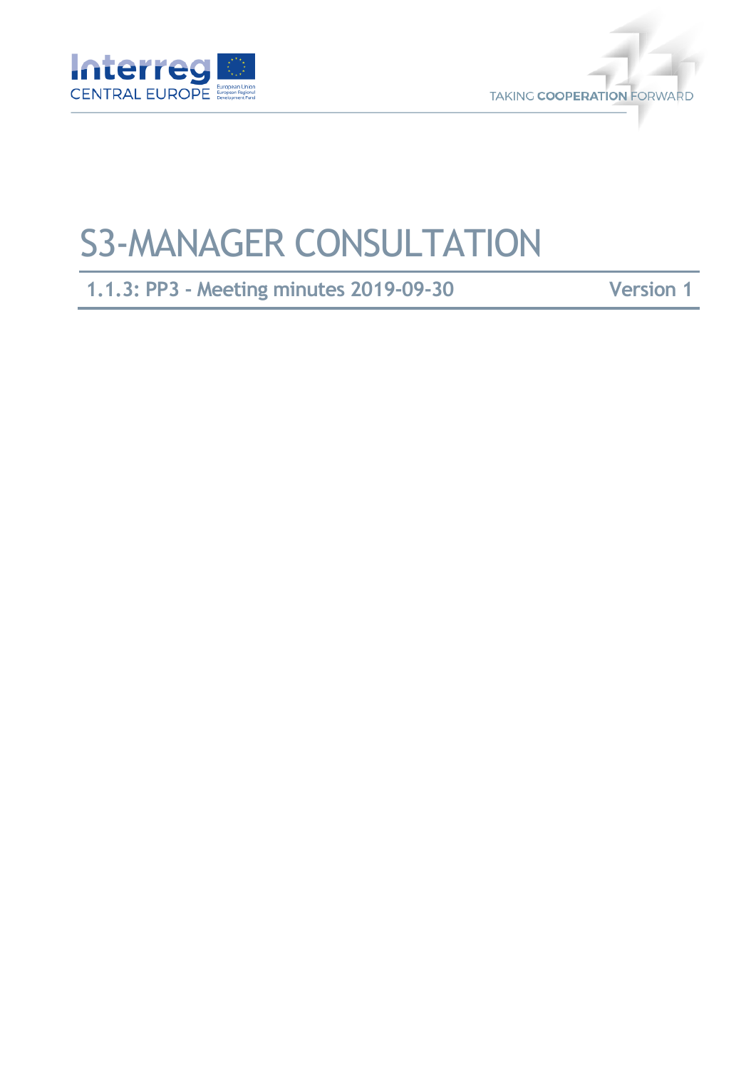# S3-MANAGER CONSULTATION

**1.1.3: PP3 - Meeting minutes 2019-09-30** **Version 1**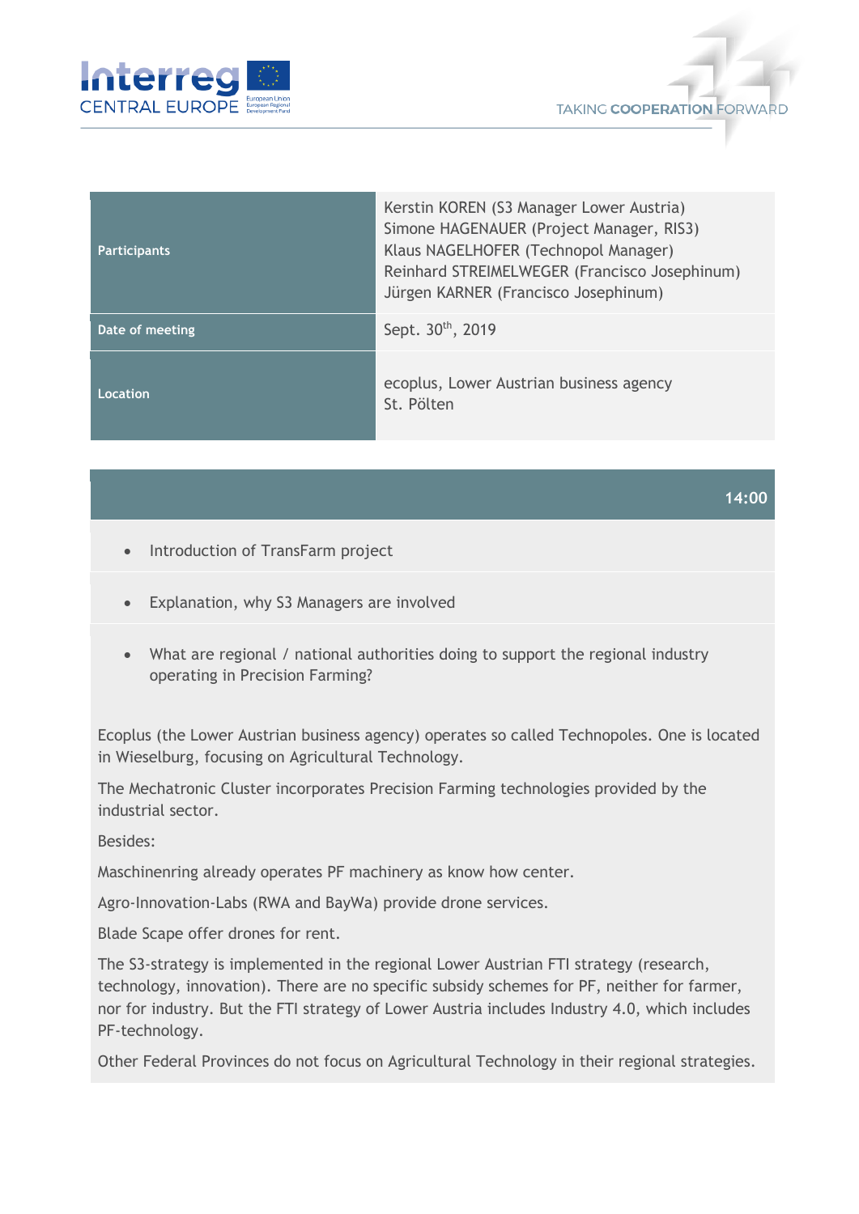| Participants | Kerstin KOREN (S3 Manager Lower Austria)<br>Simone HAGENAUER (Project Manager, RIS3)<br>Klaus NAGELHOFER (Technopol Manager)<br>Reinhard STREIMELWEGER (Francisco Josephinum)<br>Jürgen KARNER (Francisco Josephinum) |
|---|---|
| Date of meeting | Sept. 30th, 2019 |
| Location | ecoplus, Lower Austrian business agency<br>St. Pölten |

**14:00**

- Introduction of TransFarm project
- Explanation, why S3 Managers are involved
- What are regional / national authorities doing to support the regional industry operating in Precision Farming?

Ecoplus (the Lower Austrian business agency) operates so called Technopoles. One is located in Wieselburg, focusing on Agricultural Technology.

The Mechatronic Cluster incorporates Precision Farming technologies provided by the industrial sector.

Besides:

Maschinenring already operates PF machinery as know how center.

Agro-Innovation-Labs (RWA and BayWa) provide drone services.

Blade Scape offer drones for rent.

The S3-strategy is implemented in the regional Lower Austrian FTI strategy (research, technology, innovation). There are no specific subsidy schemes for PF, neither for farmer, nor for industry. But the FTI strategy of Lower Austria includes Industry 4.0, which includes PF-technology.

Other Federal Provinces do not focus on Agricultural Technology in their regional strategies.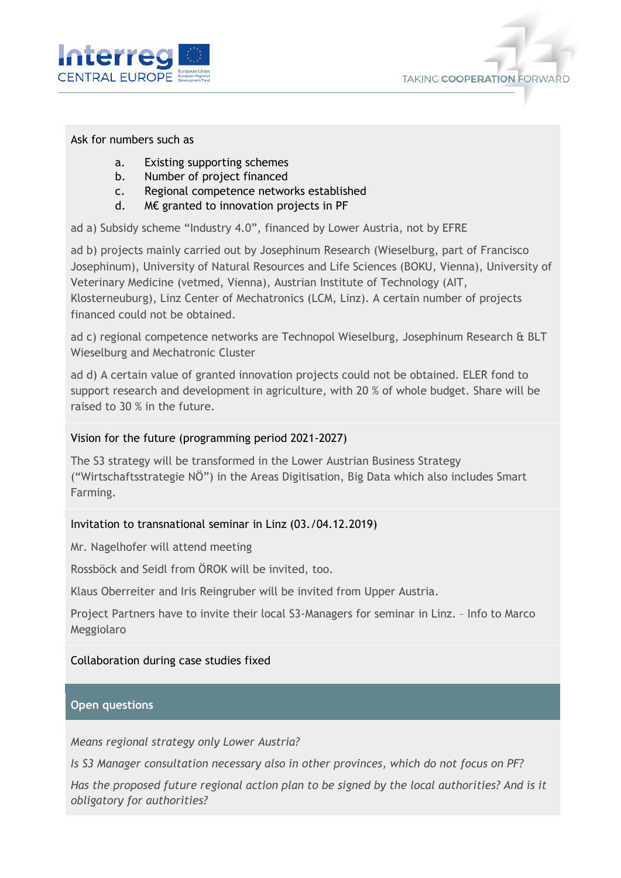Ask for numbers such as

a. Existing supporting schemes
b. Number of project financed
c. Regional competence networks established
d. M€ granted to innovation projects in PF

ad a) Subsidy scheme "Industry 4.0", financed by Lower Austria, not by EFRE

ad b) projects mainly carried out by Josephinum Research (Wieselburg, part of Francisco Josephinum), University of Natural Resources and Life Sciences (BOKU, Vienna), University of Veterinary Medicine (vetmed, Vienna), Austrian Institute of Technology (AIT, Klosterneuburg), Linz Center of Mechatronics (LCM, Linz). A certain number of projects financed could not be obtained.

ad c) regional competence networks are Technopol Wieselburg, Josephinum Research & BLT Wieselburg and Mechatronic Cluster

ad d) A certain value of granted innovation projects could not be obtained. ELER fond to support research and development in agriculture, with 20 % of whole budget. Share will be raised to 30 % in the future.

Vision for the future (programming period 2021-2027)

The S3 strategy will be transformed in the Lower Austrian Business Strategy ("Wirtschaftsstrategie NÖ") in the Areas Digitisation, Big Data which also includes Smart Farming.

Invitation to transnational seminar in Linz (03./04.12.2019)

Mr. Nagelhofer will attend meeting

Rossböck and Seidl from ÖROK will be invited, too.

Klaus Oberreiter and Iris Reingruber will be invited from Upper Austria.

Project Partners have to invite their local S3-Managers for seminar in Linz. – Info to Marco Meggiolaro

Collaboration during case studies fixed

## Open questions

*Means regional strategy only Lower Austria?*

*Is S3 Manager consultation necessary also in other provinces, which do not focus on PF?*

*Has the proposed future regional action plan to be signed by the local authorities? And is it obligatory for authorities?*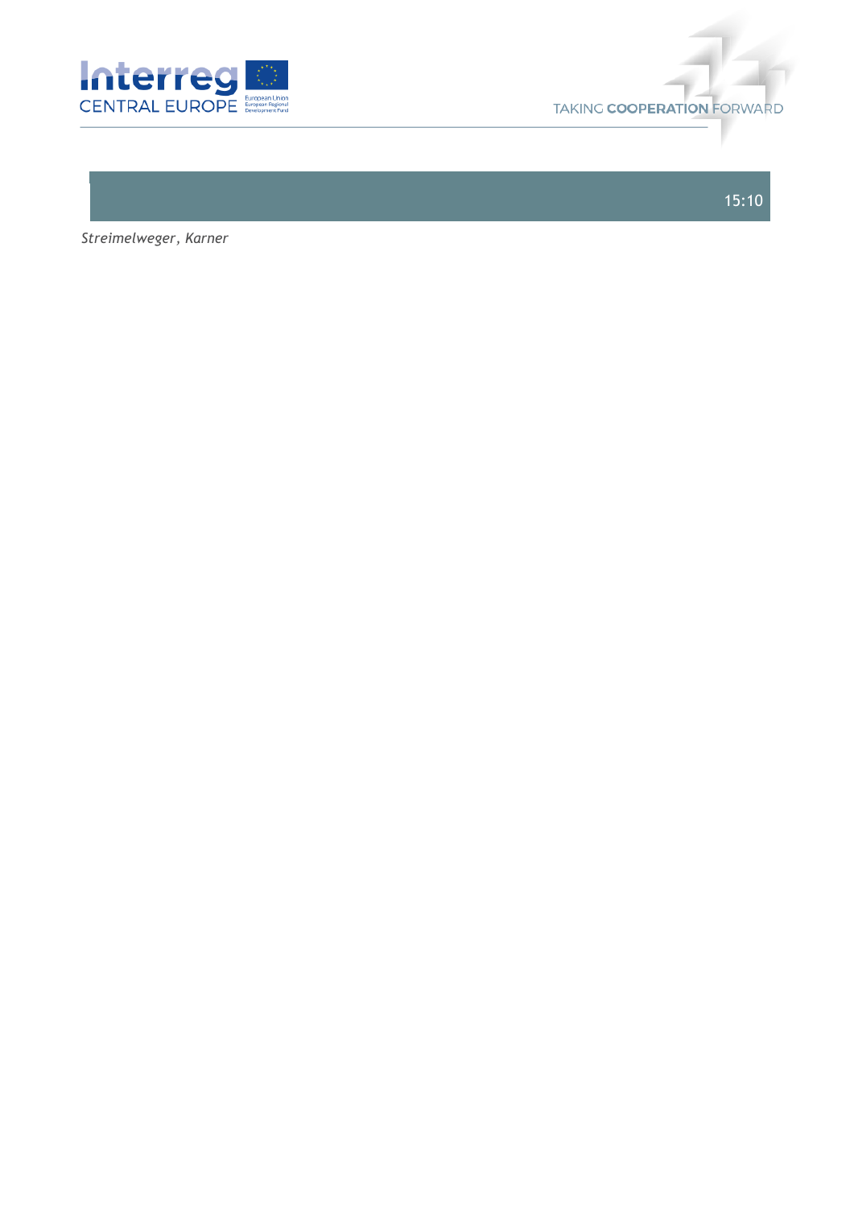| | |
|---|---|
| | 15:10 |

*Streimelweger, Karner*